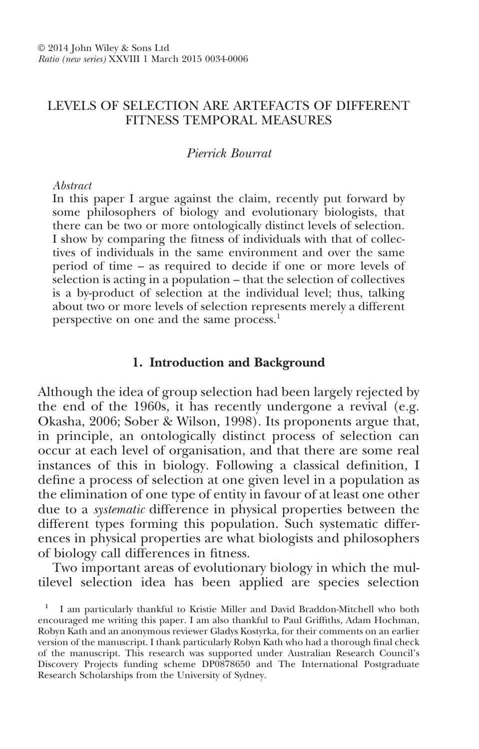© 2014 John Wiley & Sons Ltd
*Ratio (new series)* XXVIII 1 March 2015 0034-0006

# LEVELS OF SELECTION ARE ARTEFACTS OF DIFFERENT FITNESS TEMPORAL MEASURES

*Pierrick Bourrat*

*Abstract*

In this paper I argue against the claim, recently put forward by some philosophers of biology and evolutionary biologists, that there can be two or more ontologically distinct levels of selection. I show by comparing the fitness of individuals with that of collectives of individuals in the same environment and over the same period of time – as required to decide if one or more levels of selection is acting in a population – that the selection of collectives is a by-product of selection at the individual level; thus, talking about two or more levels of selection represents merely a different perspective on one and the same process.[1]

## 1. Introduction and Background

Although the idea of group selection had been largely rejected by the end of the 1960s, it has recently undergone a revival (e.g. Okasha, 2006; Sober & Wilson, 1998). Its proponents argue that, in principle, an ontologically distinct process of selection can occur at each level of organisation, and that there are some real instances of this in biology. Following a classical definition, I define a process of selection at one given level in a population as the elimination of one type of entity in favour of at least one other due to a *systematic* difference in physical properties between the different types forming this population. Such systematic differences in physical properties are what biologists and philosophers of biology call differences in fitness.

Two important areas of evolutionary biology in which the multilevel selection idea has been applied are species selection

[1] I am particularly thankful to Kristie Miller and David Braddon-Mitchell who both encouraged me writing this paper. I am also thankful to Paul Griffiths, Adam Hochman, Robyn Kath and an anonymous reviewer Gladys Kostyrka, for their comments on an earlier version of the manuscript. I thank particularly Robyn Kath who had a thorough final check of the manuscript. This research was supported under Australian Research Council's Discovery Projects funding scheme DP0878650 and The International Postgraduate Research Scholarships from the University of Sydney.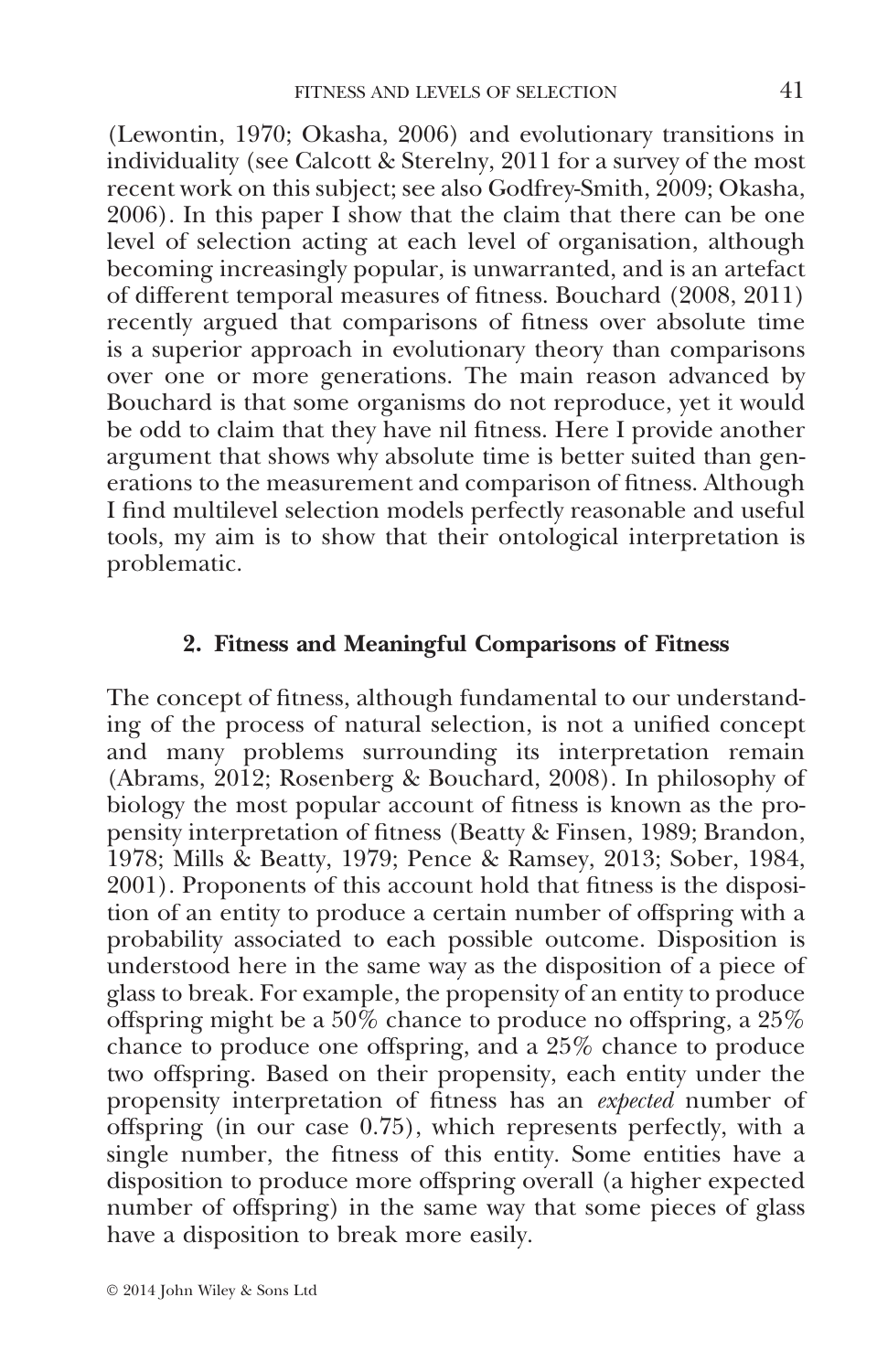(Lewontin, 1970; Okasha, 2006) and evolutionary transitions in individuality (see Calcott & Sterelny, 2011 for a survey of the most recent work on this subject; see also Godfrey-Smith, 2009; Okasha, 2006). In this paper I show that the claim that there can be one level of selection acting at each level of organisation, although becoming increasingly popular, is unwarranted, and is an artefact of different temporal measures of fitness. Bouchard (2008, 2011) recently argued that comparisons of fitness over absolute time is a superior approach in evolutionary theory than comparisons over one or more generations. The main reason advanced by Bouchard is that some organisms do not reproduce, yet it would be odd to claim that they have nil fitness. Here I provide another argument that shows why absolute time is better suited than generations to the measurement and comparison of fitness. Although I find multilevel selection models perfectly reasonable and useful tools, my aim is to show that their ontological interpretation is problematic.

## 2. Fitness and Meaningful Comparisons of Fitness

The concept of fitness, although fundamental to our understanding of the process of natural selection, is not a unified concept and many problems surrounding its interpretation remain (Abrams, 2012; Rosenberg & Bouchard, 2008). In philosophy of biology the most popular account of fitness is known as the propensity interpretation of fitness (Beatty & Finsen, 1989; Brandon, 1978; Mills & Beatty, 1979; Pence & Ramsey, 2013; Sober, 1984, 2001). Proponents of this account hold that fitness is the disposition of an entity to produce a certain number of offspring with a probability associated to each possible outcome. Disposition is understood here in the same way as the disposition of a piece of glass to break. For example, the propensity of an entity to produce offspring might be a 50% chance to produce no offspring, a 25% chance to produce one offspring, and a 25% chance to produce two offspring. Based on their propensity, each entity under the propensity interpretation of fitness has an *expected* number of offspring (in our case 0.75), which represents perfectly, with a single number, the fitness of this entity. Some entities have a disposition to produce more offspring overall (a higher expected number of offspring) in the same way that some pieces of glass have a disposition to break more easily.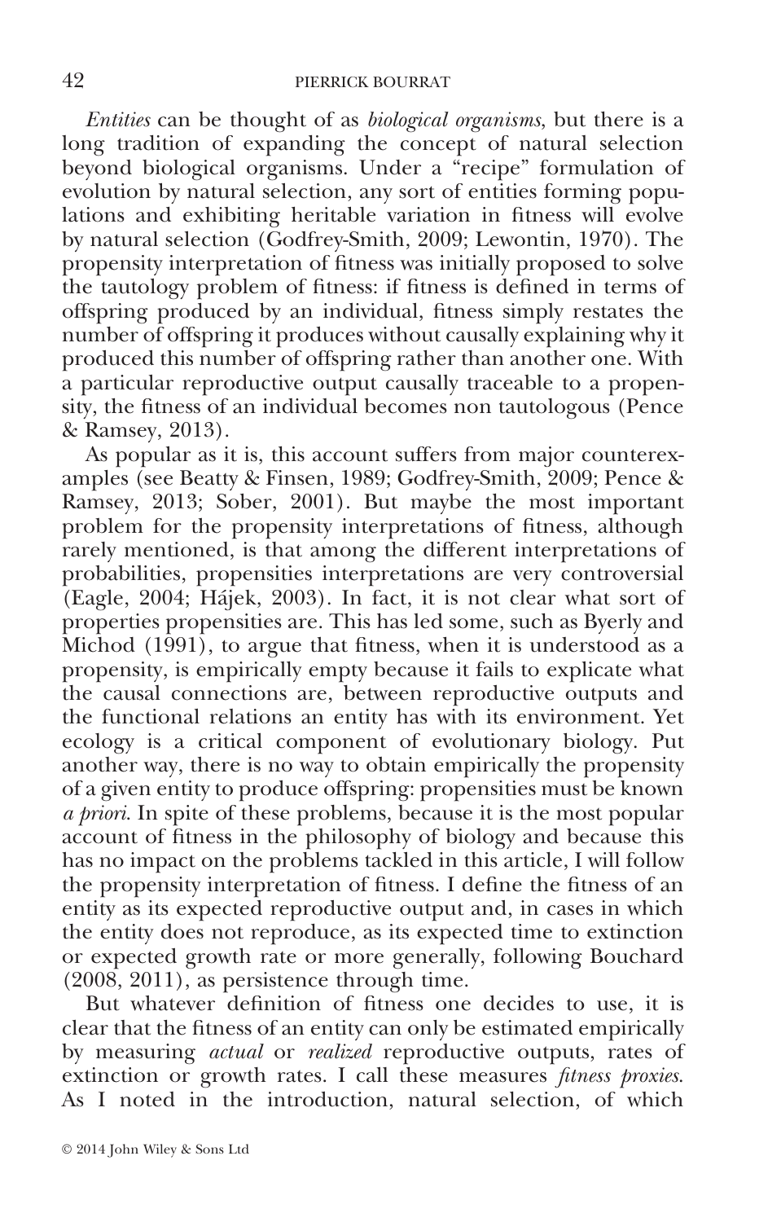*Entities* can be thought of as *biological organisms*, but there is a long tradition of expanding the concept of natural selection beyond biological organisms. Under a "recipe" formulation of evolution by natural selection, any sort of entities forming populations and exhibiting heritable variation in fitness will evolve by natural selection (Godfrey-Smith, 2009; Lewontin, 1970). The propensity interpretation of fitness was initially proposed to solve the tautology problem of fitness: if fitness is defined in terms of offspring produced by an individual, fitness simply restates the number of offspring it produces without causally explaining why it produced this number of offspring rather than another one. With a particular reproductive output causally traceable to a propensity, the fitness of an individual becomes non tautologous (Pence & Ramsey, 2013).

As popular as it is, this account suffers from major counterexamples (see Beatty & Finsen, 1989; Godfrey-Smith, 2009; Pence & Ramsey, 2013; Sober, 2001). But maybe the most important problem for the propensity interpretations of fitness, although rarely mentioned, is that among the different interpretations of probabilities, propensities interpretations are very controversial (Eagle, 2004; Hájek, 2003). In fact, it is not clear what sort of properties propensities are. This has led some, such as Byerly and Michod (1991), to argue that fitness, when it is understood as a propensity, is empirically empty because it fails to explicate what the causal connections are, between reproductive outputs and the functional relations an entity has with its environment. Yet ecology is a critical component of evolutionary biology. Put another way, there is no way to obtain empirically the propensity of a given entity to produce offspring: propensities must be known *a priori*. In spite of these problems, because it is the most popular account of fitness in the philosophy of biology and because this has no impact on the problems tackled in this article, I will follow the propensity interpretation of fitness. I define the fitness of an entity as its expected reproductive output and, in cases in which the entity does not reproduce, as its expected time to extinction or expected growth rate or more generally, following Bouchard (2008, 2011), as persistence through time.

But whatever definition of fitness one decides to use, it is clear that the fitness of an entity can only be estimated empirically by measuring *actual* or *realized* reproductive outputs, rates of extinction or growth rates. I call these measures *fitness proxies*. As I noted in the introduction, natural selection, of which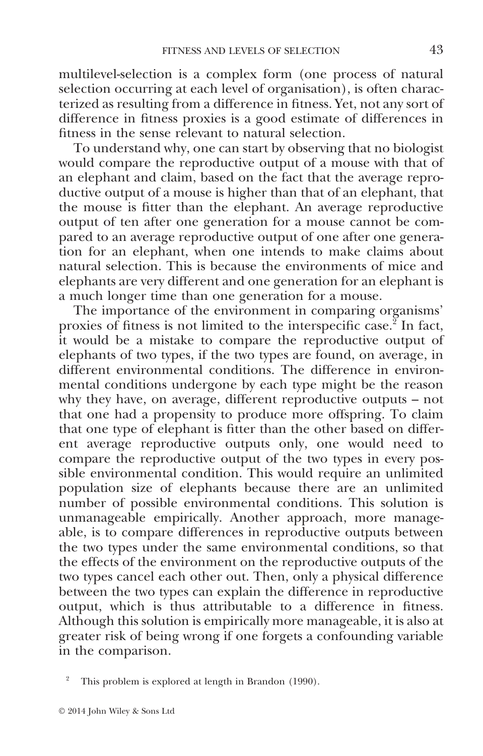multilevel-selection is a complex form (one process of natural selection occurring at each level of organisation), is often characterized as resulting from a difference in fitness. Yet, not any sort of difference in fitness proxies is a good estimate of differences in fitness in the sense relevant to natural selection.

To understand why, one can start by observing that no biologist would compare the reproductive output of a mouse with that of an elephant and claim, based on the fact that the average reproductive output of a mouse is higher than that of an elephant, that the mouse is fitter than the elephant. An average reproductive output of ten after one generation for a mouse cannot be compared to an average reproductive output of one after one generation for an elephant, when one intends to make claims about natural selection. This is because the environments of mice and elephants are very different and one generation for an elephant is a much longer time than one generation for a mouse.

The importance of the environment in comparing organisms' proxies of fitness is not limited to the interspecific case.[2] In fact, it would be a mistake to compare the reproductive output of elephants of two types, if the two types are found, on average, in different environmental conditions. The difference in environmental conditions undergone by each type might be the reason why they have, on average, different reproductive outputs – not that one had a propensity to produce more offspring. To claim that one type of elephant is fitter than the other based on different average reproductive outputs only, one would need to compare the reproductive output of the two types in every possible environmental condition. This would require an unlimited population size of elephants because there are an unlimited number of possible environmental conditions. This solution is unmanageable empirically. Another approach, more manageable, is to compare differences in reproductive outputs between the two types under the same environmental conditions, so that the effects of the environment on the reproductive outputs of the two types cancel each other out. Then, only a physical difference between the two types can explain the difference in reproductive output, which is thus attributable to a difference in fitness. Although this solution is empirically more manageable, it is also at greater risk of being wrong if one forgets a confounding variable in the comparison.

[2] This problem is explored at length in Brandon (1990).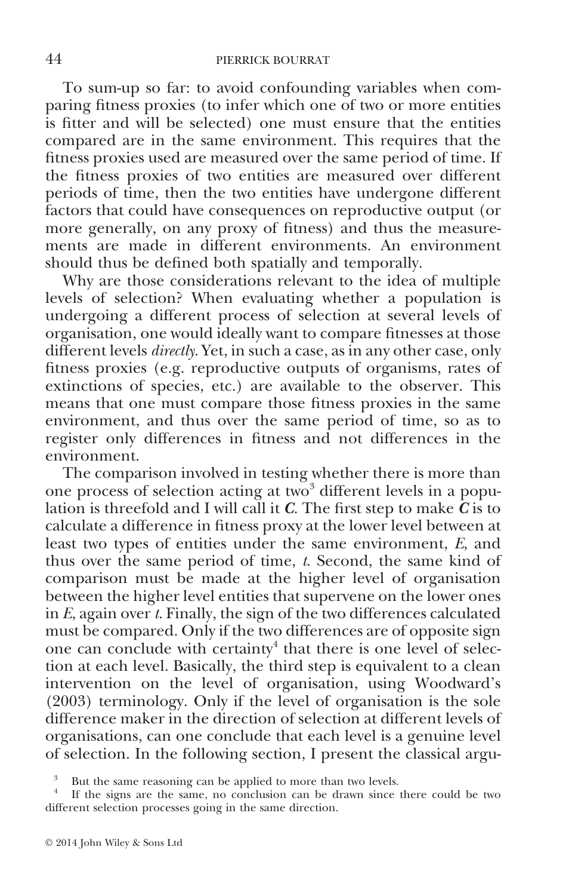To sum-up so far: to avoid confounding variables when comparing fitness proxies (to infer which one of two or more entities is fitter and will be selected) one must ensure that the entities compared are in the same environment. This requires that the fitness proxies used are measured over the same period of time. If the fitness proxies of two entities are measured over different periods of time, then the two entities have undergone different factors that could have consequences on reproductive output (or more generally, on any proxy of fitness) and thus the measurements are made in different environments. An environment should thus be defined both spatially and temporally.

Why are those considerations relevant to the idea of multiple levels of selection? When evaluating whether a population is undergoing a different process of selection at several levels of organisation, one would ideally want to compare fitnesses at those different levels *directly*. Yet, in such a case, as in any other case, only fitness proxies (e.g. reproductive outputs of organisms, rates of extinctions of species, etc.) are available to the observer. This means that one must compare those fitness proxies in the same environment, and thus over the same period of time, so as to register only differences in fitness and not differences in the environment.

The comparison involved in testing whether there is more than one process of selection acting at two[3] different levels in a population is threefold and I will call it ***C***. The first step to make ***C*** is to calculate a difference in fitness proxy at the lower level between at least two types of entities under the same environment, *E*, and thus over the same period of time, *t*. Second, the same kind of comparison must be made at the higher level of organisation between the higher level entities that supervene on the lower ones in *E*, again over *t*. Finally, the sign of the two differences calculated must be compared. Only if the two differences are of opposite sign one can conclude with certainty[4] that there is one level of selection at each level. Basically, the third step is equivalent to a clean intervention on the level of organisation, using Woodward's (2003) terminology. Only if the level of organisation is the sole difference maker in the direction of selection at different levels of organisations, can one conclude that each level is a genuine level of selection. In the following section, I present the classical argu-

[3] But the same reasoning can be applied to more than two levels.

[4] If the signs are the same, no conclusion can be drawn since there could be two different selection processes going in the same direction.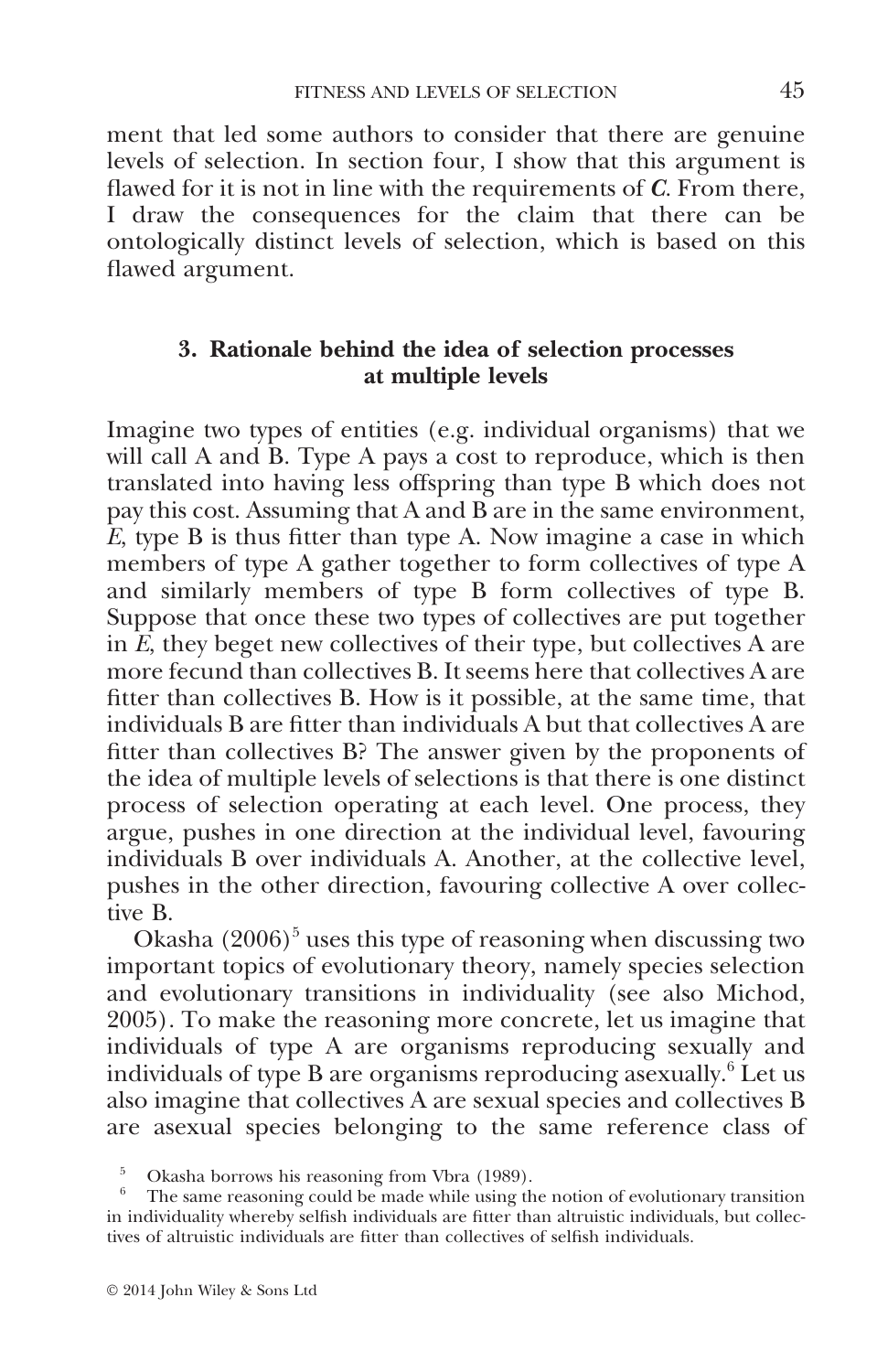ment that led some authors to consider that there are genuine levels of selection. In section four, I show that this argument is flawed for it is not in line with the requirements of ***C***. From there, I draw the consequences for the claim that there can be ontologically distinct levels of selection, which is based on this flawed argument.

## 3. Rationale behind the idea of selection processes at multiple levels

Imagine two types of entities (e.g. individual organisms) that we will call A and B. Type A pays a cost to reproduce, which is then translated into having less offspring than type B which does not pay this cost. Assuming that A and B are in the same environment, *E*, type B is thus fitter than type A. Now imagine a case in which members of type A gather together to form collectives of type A and similarly members of type B form collectives of type B. Suppose that once these two types of collectives are put together in *E*, they beget new collectives of their type, but collectives A are more fecund than collectives B. It seems here that collectives A are fitter than collectives B. How is it possible, at the same time, that individuals B are fitter than individuals A but that collectives A are fitter than collectives B? The answer given by the proponents of the idea of multiple levels of selections is that there is one distinct process of selection operating at each level. One process, they argue, pushes in one direction at the individual level, favouring individuals B over individuals A. Another, at the collective level, pushes in the other direction, favouring collective A over collective B.

Okasha (2006)[5] uses this type of reasoning when discussing two important topics of evolutionary theory, namely species selection and evolutionary transitions in individuality (see also Michod, 2005). To make the reasoning more concrete, let us imagine that individuals of type A are organisms reproducing sexually and individuals of type B are organisms reproducing asexually.[6] Let us also imagine that collectives A are sexual species and collectives B are asexual species belonging to the same reference class of

[5] Okasha borrows his reasoning from Vbra (1989).

[6] The same reasoning could be made while using the notion of evolutionary transition in individuality whereby selfish individuals are fitter than altruistic individuals, but collectives of altruistic individuals are fitter than collectives of selfish individuals.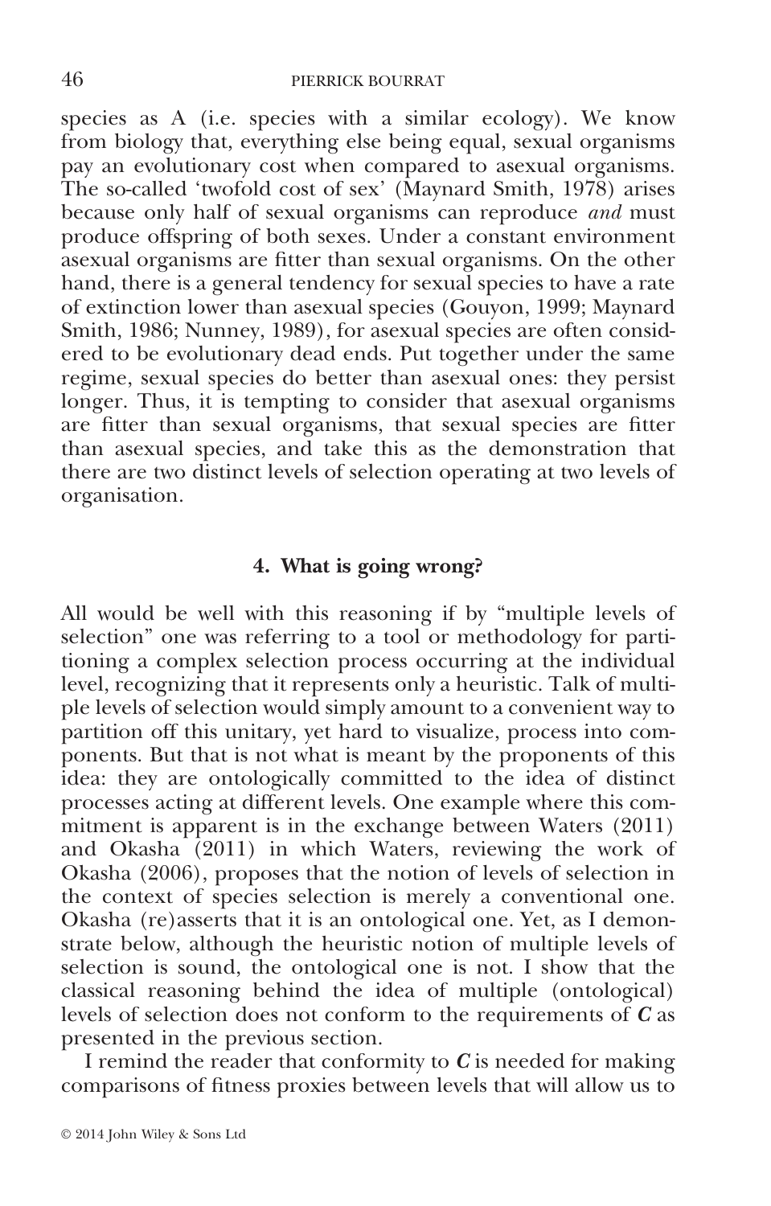species as A (i.e. species with a similar ecology). We know from biology that, everything else being equal, sexual organisms pay an evolutionary cost when compared to asexual organisms. The so-called 'twofold cost of sex' (Maynard Smith, 1978) arises because only half of sexual organisms can reproduce *and* must produce offspring of both sexes. Under a constant environment asexual organisms are fitter than sexual organisms. On the other hand, there is a general tendency for sexual species to have a rate of extinction lower than asexual species (Gouyon, 1999; Maynard Smith, 1986; Nunney, 1989), for asexual species are often considered to be evolutionary dead ends. Put together under the same regime, sexual species do better than asexual ones: they persist longer. Thus, it is tempting to consider that asexual organisms are fitter than sexual organisms, that sexual species are fitter than asexual species, and take this as the demonstration that there are two distinct levels of selection operating at two levels of organisation.

## 4. What is going wrong?

All would be well with this reasoning if by "multiple levels of selection" one was referring to a tool or methodology for partitioning a complex selection process occurring at the individual level, recognizing that it represents only a heuristic. Talk of multiple levels of selection would simply amount to a convenient way to partition off this unitary, yet hard to visualize, process into components. But that is not what is meant by the proponents of this idea: they are ontologically committed to the idea of distinct processes acting at different levels. One example where this commitment is apparent is in the exchange between Waters (2011) and Okasha (2011) in which Waters, reviewing the work of Okasha (2006), proposes that the notion of levels of selection in the context of species selection is merely a conventional one. Okasha (re)asserts that it is an ontological one. Yet, as I demonstrate below, although the heuristic notion of multiple levels of selection is sound, the ontological one is not. I show that the classical reasoning behind the idea of multiple (ontological) levels of selection does not conform to the requirements of ***C*** as presented in the previous section.

I remind the reader that conformity to ***C*** is needed for making comparisons of fitness proxies between levels that will allow us to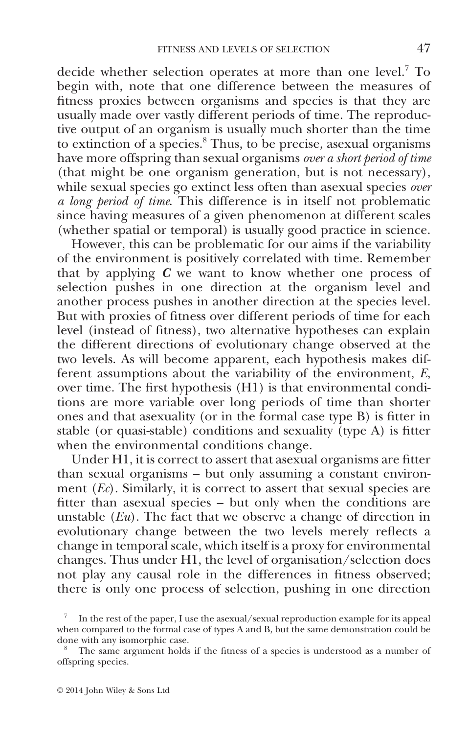decide whether selection operates at more than one level.[7] To begin with, note that one difference between the measures of fitness proxies between organisms and species is that they are usually made over vastly different periods of time. The reproductive output of an organism is usually much shorter than the time to extinction of a species.[8] Thus, to be precise, asexual organisms have more offspring than sexual organisms *over a short period of time* (that might be one organism generation, but is not necessary), while sexual species go extinct less often than asexual species *over a long period of time*. This difference is in itself not problematic since having measures of a given phenomenon at different scales (whether spatial or temporal) is usually good practice in science.

However, this can be problematic for our aims if the variability of the environment is positively correlated with time. Remember that by applying ***C*** we want to know whether one process of selection pushes in one direction at the organism level and another process pushes in another direction at the species level. But with proxies of fitness over different periods of time for each level (instead of fitness), two alternative hypotheses can explain the different directions of evolutionary change observed at the two levels. As will become apparent, each hypothesis makes different assumptions about the variability of the environment, *E*, over time. The first hypothesis (H1) is that environmental conditions are more variable over long periods of time than shorter ones and that asexuality (or in the formal case type B) is fitter in stable (or quasi-stable) conditions and sexuality (type A) is fitter when the environmental conditions change.

Under H1, it is correct to assert that asexual organisms are fitter than sexual organisms – but only assuming a constant environment (*Ec*). Similarly, it is correct to assert that sexual species are fitter than asexual species – but only when the conditions are unstable (*Eu*). The fact that we observe a change of direction in evolutionary change between the two levels merely reflects a change in temporal scale, which itself is a proxy for environmental changes. Thus under H1, the level of organisation/selection does not play any causal role in the differences in fitness observed; there is only one process of selection, pushing in one direction

[7] In the rest of the paper, I use the asexual/sexual reproduction example for its appeal when compared to the formal case of types A and B, but the same demonstration could be done with any isomorphic case.

[8] The same argument holds if the fitness of a species is understood as a number of offspring species.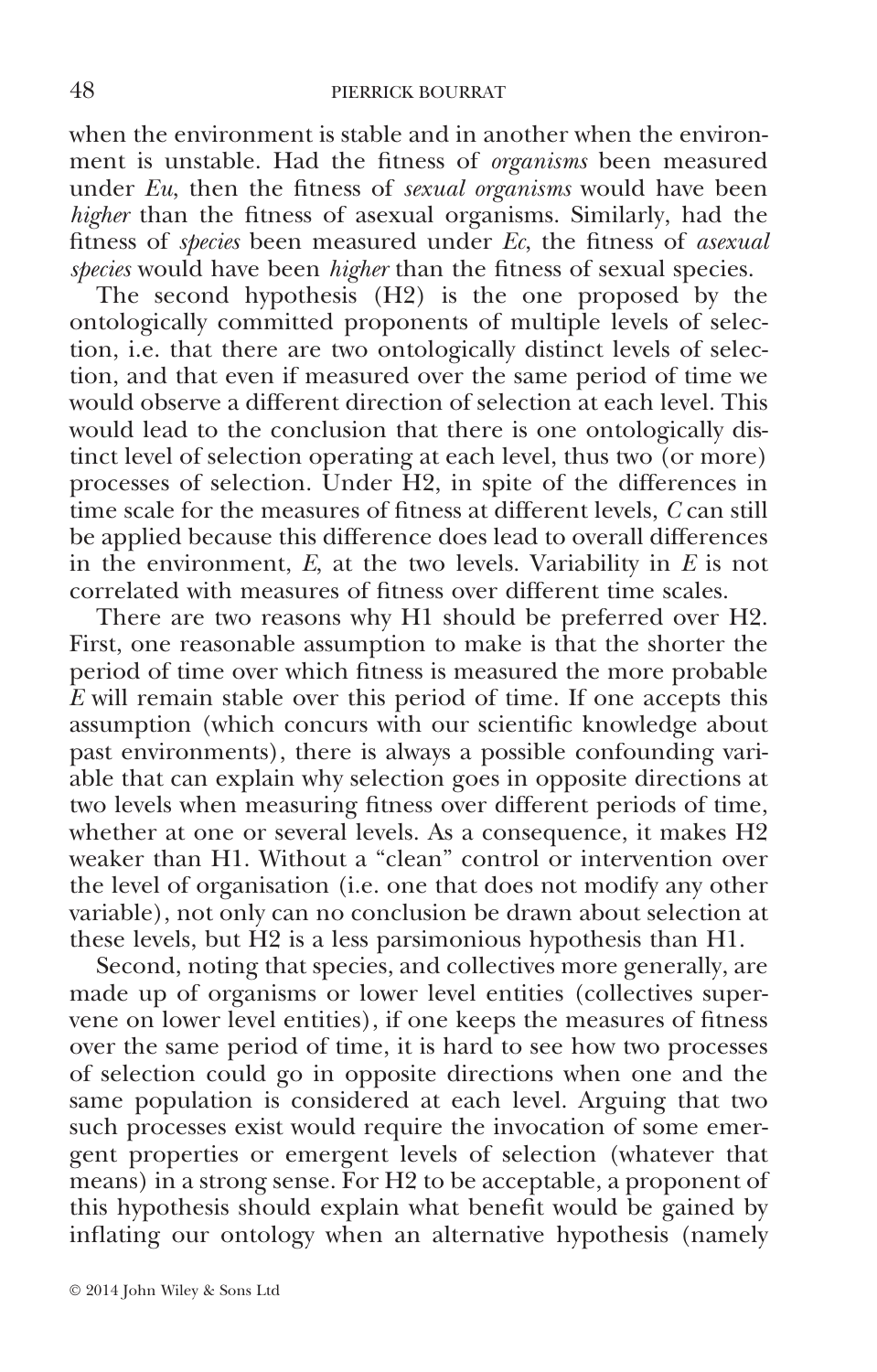when the environment is stable and in another when the environment is unstable. Had the fitness of *organisms* been measured under $Eu$, then the fitness of *sexual organisms* would have been *higher* than the fitness of asexual organisms. Similarly, had the fitness of *species* been measured under $Ec$, the fitness of *asexual species* would have been *higher* than the fitness of sexual species.

The second hypothesis (H2) is the one proposed by the ontologically committed proponents of multiple levels of selection, i.e. that there are two ontologically distinct levels of selection, and that even if measured over the same period of time we would observe a different direction of selection at each level. This would lead to the conclusion that there is one ontologically distinct level of selection operating at each level, thus two (or more) processes of selection. Under H2, in spite of the differences in time scale for the measures of fitness at different levels, $C$ can still be applied because this difference does lead to overall differences in the environment, $E$, at the two levels. Variability in $E$ is not correlated with measures of fitness over different time scales.

There are two reasons why H1 should be preferred over H2. First, one reasonable assumption to make is that the shorter the period of time over which fitness is measured the more probable $E$ will remain stable over this period of time. If one accepts this assumption (which concurs with our scientific knowledge about past environments), there is always a possible confounding variable that can explain why selection goes in opposite directions at two levels when measuring fitness over different periods of time, whether at one or several levels. As a consequence, it makes H2 weaker than H1. Without a "clean" control or intervention over the level of organisation (i.e. one that does not modify any other variable), not only can no conclusion be drawn about selection at these levels, but H2 is a less parsimonious hypothesis than H1.

Second, noting that species, and collectives more generally, are made up of organisms or lower level entities (collectives supervene on lower level entities), if one keeps the measures of fitness over the same period of time, it is hard to see how two processes of selection could go in opposite directions when one and the same population is considered at each level. Arguing that two such processes exist would require the invocation of some emergent properties or emergent levels of selection (whatever that means) in a strong sense. For H2 to be acceptable, a proponent of this hypothesis should explain what benefit would be gained by inflating our ontology when an alternative hypothesis (namely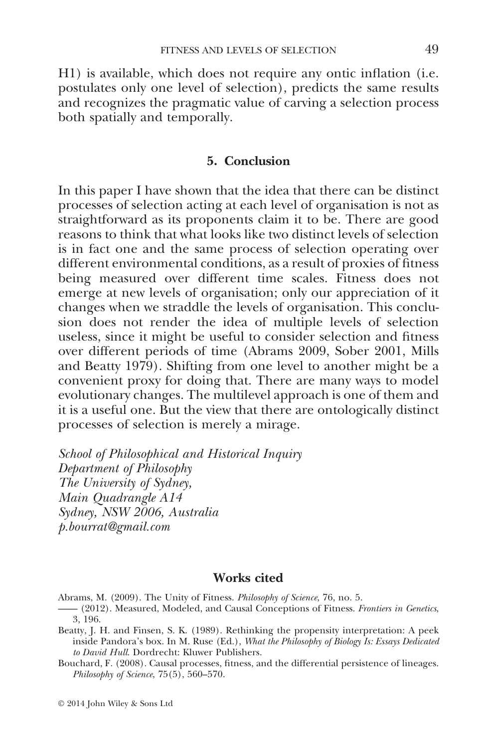H1) is available, which does not require any ontic inflation (i.e. postulates only one level of selection), predicts the same results and recognizes the pragmatic value of carving a selection process both spatially and temporally.

## 5. Conclusion

In this paper I have shown that the idea that there can be distinct processes of selection acting at each level of organisation is not as straightforward as its proponents claim it to be. There are good reasons to think that what looks like two distinct levels of selection is in fact one and the same process of selection operating over different environmental conditions, as a result of proxies of fitness being measured over different time scales. Fitness does not emerge at new levels of organisation; only our appreciation of it changes when we straddle the levels of organisation. This conclusion does not render the idea of multiple levels of selection useless, since it might be useful to consider selection and fitness over different periods of time (Abrams 2009, Sober 2001, Mills and Beatty 1979). Shifting from one level to another might be a convenient proxy for doing that. There are many ways to model evolutionary changes. The multilevel approach is one of them and it is a useful one. But the view that there are ontologically distinct processes of selection is merely a mirage.

*School of Philosophical and Historical Inquiry*
*Department of Philosophy*
*The University of Sydney,*
*Main Quadrangle A14*
*Sydney, NSW 2006, Australia*
*p.bourrat@gmail.com*

## Works cited

Abrams, M. (2009). The Unity of Fitness. *Philosophy of Science*, 76, no. 5.

—— (2012). Measured, Modeled, and Causal Conceptions of Fitness. *Frontiers in Genetics*, 3, 196.

Beatty, J. H. and Finsen, S. K. (1989). Rethinking the propensity interpretation: A peek inside Pandora's box. In M. Ruse (Ed.), *What the Philosophy of Biology Is: Essays Dedicated to David Hull*. Dordrecht: Kluwer Publishers.

Bouchard, F. (2008). Causal processes, fitness, and the differential persistence of lineages. *Philosophy of Science*, 75(5), 560–570.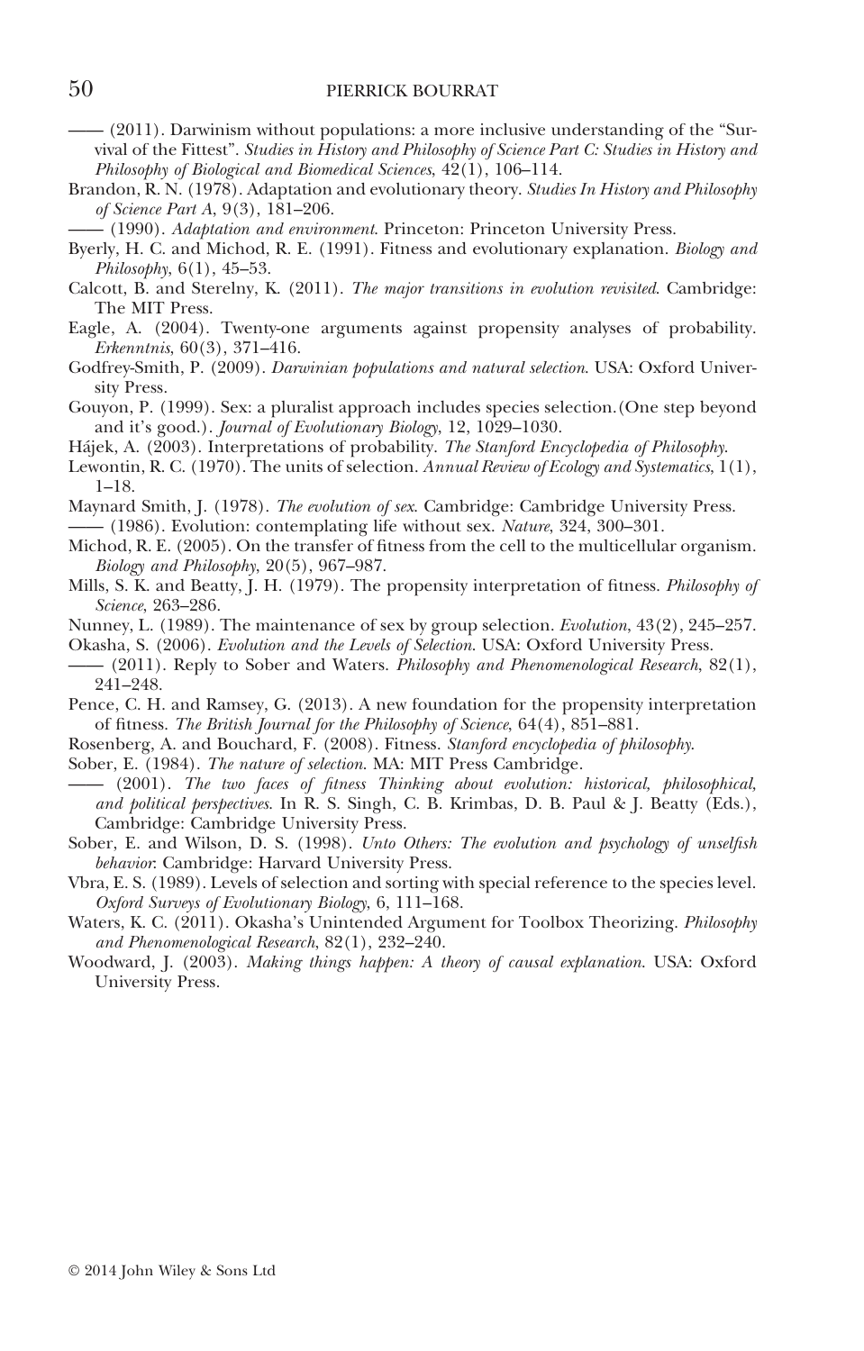—— (2011). Darwinism without populations: a more inclusive understanding of the "Survival of the Fittest". *Studies in History and Philosophy of Science Part C: Studies in History and Philosophy of Biological and Biomedical Sciences*, 42(1), 106–114.

Brandon, R. N. (1978). Adaptation and evolutionary theory. *Studies In History and Philosophy of Science Part A*, 9(3), 181–206.

—— (1990). *Adaptation and environment*. Princeton: Princeton University Press.

Byerly, H. C. and Michod, R. E. (1991). Fitness and evolutionary explanation. *Biology and Philosophy*, 6(1), 45–53.

Calcott, B. and Sterelny, K. (2011). *The major transitions in evolution revisited*. Cambridge: The MIT Press.

Eagle, A. (2004). Twenty-one arguments against propensity analyses of probability. *Erkenntnis*, 60(3), 371–416.

Godfrey-Smith, P. (2009). *Darwinian populations and natural selection*. USA: Oxford University Press.

Gouyon, P. (1999). Sex: a pluralist approach includes species selection.(One step beyond and it's good.). *Journal of Evolutionary Biology*, 12, 1029–1030.

Hájek, A. (2003). Interpretations of probability. *The Stanford Encyclopedia of Philosophy*.

Lewontin, R. C. (1970). The units of selection. *Annual Review of Ecology and Systematics*, 1(1), 1–18.

Maynard Smith, J. (1978). *The evolution of sex*. Cambridge: Cambridge University Press.

—— (1986). Evolution: contemplating life without sex. *Nature*, 324, 300–301.

Michod, R. E. (2005). On the transfer of fitness from the cell to the multicellular organism. *Biology and Philosophy*, 20(5), 967–987.

Mills, S. K. and Beatty, J. H. (1979). The propensity interpretation of fitness. *Philosophy of Science*, 263–286.

Nunney, L. (1989). The maintenance of sex by group selection. *Evolution*, 43(2), 245–257.

Okasha, S. (2006). *Evolution and the Levels of Selection*. USA: Oxford University Press.

—— (2011). Reply to Sober and Waters. *Philosophy and Phenomenological Research*, 82(1), 241–248.

Pence, C. H. and Ramsey, G. (2013). A new foundation for the propensity interpretation of fitness. *The British Journal for the Philosophy of Science*, 64(4), 851–881.

Rosenberg, A. and Bouchard, F. (2008). Fitness. *Stanford encyclopedia of philosophy*.

Sober, E. (1984). *The nature of selection*. MA: MIT Press Cambridge.

—— (2001). *The two faces of fitness Thinking about evolution: historical, philosophical, and political perspectives*. In R. S. Singh, C. B. Krimbas, D. B. Paul & J. Beatty (Eds.), Cambridge: Cambridge University Press.

Sober, E. and Wilson, D. S. (1998). *Unto Others: The evolution and psychology of unselfish behavior*: Cambridge: Harvard University Press.

Vbra, E. S. (1989). Levels of selection and sorting with special reference to the species level. *Oxford Surveys of Evolutionary Biology*, 6, 111–168.

Waters, K. C. (2011). Okasha's Unintended Argument for Toolbox Theorizing. *Philosophy and Phenomenological Research*, 82(1), 232–240.

Woodward, J. (2003). *Making things happen: A theory of causal explanation*. USA: Oxford University Press.